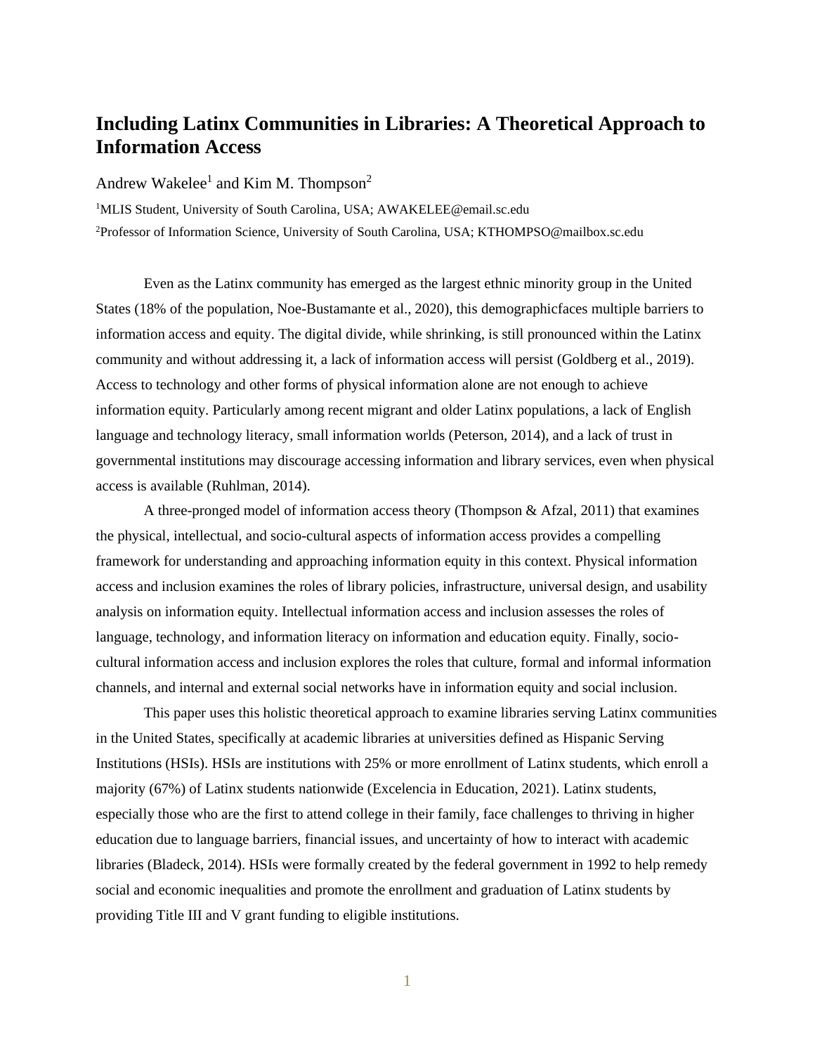# Including Latinx Communities in Libraries: A Theoretical Approach to Information Access

Andrew Wakelee[1] and Kim M. Thompson[2]

[1]MLIS Student, University of South Carolina, USA; AWAKELEE@email.sc.edu

[2]Professor of Information Science, University of South Carolina, USA; KTHOMPSO@mailbox.sc.edu

Even as the Latinx community has emerged as the largest ethnic minority group in the United States (18% of the population, Noe-Bustamante et al., 2020), this demographicfaces multiple barriers to information access and equity. The digital divide, while shrinking, is still pronounced within the Latinx community and without addressing it, a lack of information access will persist (Goldberg et al., 2019). Access to technology and other forms of physical information alone are not enough to achieve information equity. Particularly among recent migrant and older Latinx populations, a lack of English language and technology literacy, small information worlds (Peterson, 2014), and a lack of trust in governmental institutions may discourage accessing information and library services, even when physical access is available (Ruhlman, 2014).

A three-pronged model of information access theory (Thompson & Afzal, 2011) that examines the physical, intellectual, and socio-cultural aspects of information access provides a compelling framework for understanding and approaching information equity in this context. Physical information access and inclusion examines the roles of library policies, infrastructure, universal design, and usability analysis on information equity. Intellectual information access and inclusion assesses the roles of language, technology, and information literacy on information and education equity. Finally, socio-cultural information access and inclusion explores the roles that culture, formal and informal information channels, and internal and external social networks have in information equity and social inclusion.

This paper uses this holistic theoretical approach to examine libraries serving Latinx communities in the United States, specifically at academic libraries at universities defined as Hispanic Serving Institutions (HSIs). HSIs are institutions with 25% or more enrollment of Latinx students, which enroll a majority (67%) of Latinx students nationwide (Excelencia in Education, 2021). Latinx students, especially those who are the first to attend college in their family, face challenges to thriving in higher education due to language barriers, financial issues, and uncertainty of how to interact with academic libraries (Bladeck, 2014). HSIs were formally created by the federal government in 1992 to help remedy social and economic inequalities and promote the enrollment and graduation of Latinx students by providing Title III and V grant funding to eligible institutions.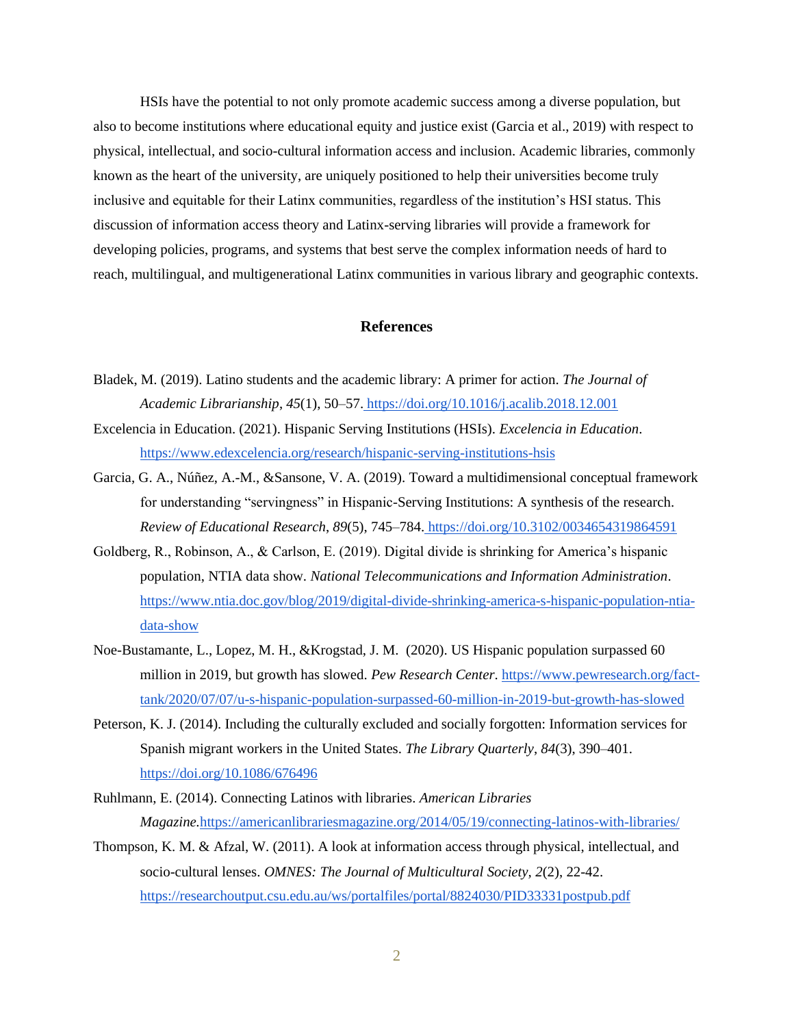HSIs have the potential to not only promote academic success among a diverse population, but also to become institutions where educational equity and justice exist (Garcia et al., 2019) with respect to physical, intellectual, and socio-cultural information access and inclusion. Academic libraries, commonly known as the heart of the university, are uniquely positioned to help their universities become truly inclusive and equitable for their Latinx communities, regardless of the institution's HSI status. This discussion of information access theory and Latinx-serving libraries will provide a framework for developing policies, programs, and systems that best serve the complex information needs of hard to reach, multilingual, and multigenerational Latinx communities in various library and geographic contexts.

## References

Bladek, M. (2019). Latino students and the academic library: A primer for action. *The Journal of Academic Librarianship*, *45*(1), 50–57. https://doi.org/10.1016/j.acalib.2018.12.001

Excelencia in Education. (2021). Hispanic Serving Institutions (HSIs). *Excelencia in Education*. https://www.edexcelencia.org/research/hispanic-serving-institutions-hsis

Garcia, G. A., Núñez, A.-M., &Sansone, V. A. (2019). Toward a multidimensional conceptual framework for understanding "servingness" in Hispanic-Serving Institutions: A synthesis of the research. *Review of Educational Research*, *89*(5), 745–784. https://doi.org/10.3102/0034654319864591

Goldberg, R., Robinson, A., & Carlson, E. (2019). Digital divide is shrinking for America's hispanic population, NTIA data show. *National Telecommunications and Information Administration*. https://www.ntia.doc.gov/blog/2019/digital-divide-shrinking-america-s-hispanic-population-ntia-data-show

Noe-Bustamante, L., Lopez, M. H., &Krogstad, J. M. (2020). US Hispanic population surpassed 60 million in 2019, but growth has slowed. *Pew Research Center*. https://www.pewresearch.org/fact-tank/2020/07/07/u-s-hispanic-population-surpassed-60-million-in-2019-but-growth-has-slowed

Peterson, K. J. (2014). Including the culturally excluded and socially forgotten: Information services for Spanish migrant workers in the United States. *The Library Quarterly*, *84*(3), 390–401. https://doi.org/10.1086/676496

Ruhlmann, E. (2014). Connecting Latinos with libraries. *American Libraries Magazine*.https://americanlibrariesmagazine.org/2014/05/19/connecting-latinos-with-libraries/

Thompson, K. M. & Afzal, W. (2011). A look at information access through physical, intellectual, and socio-cultural lenses. *OMNES: The Journal of Multicultural Society, 2*(2), 22-42. https://researchoutput.csu.edu.au/ws/portalfiles/portal/8824030/PID33331postpub.pdf